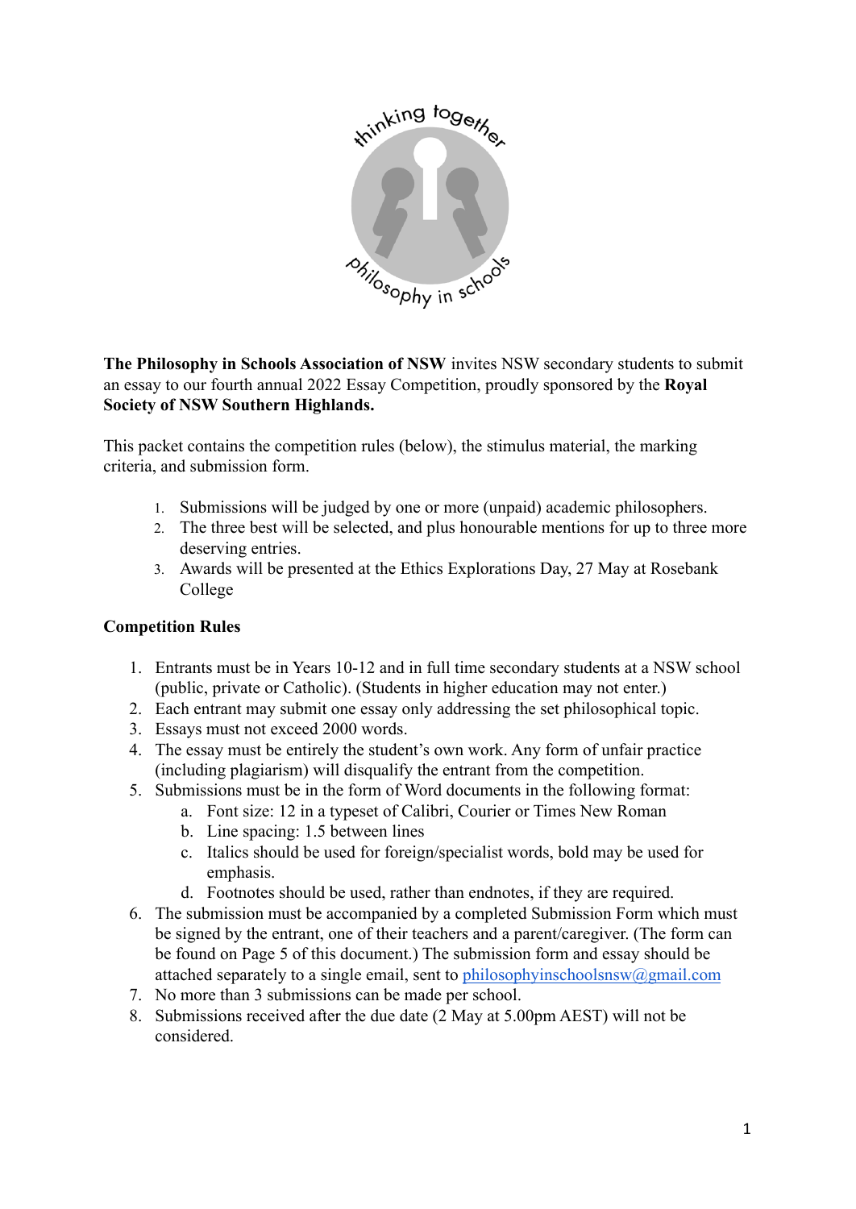**The Philosophy in Schools Association of NSW** invites NSW secondary students to submit an essay to our fourth annual 2022 Essay Competition, proudly sponsored by the **Royal Society of NSW Southern Highlands.**

This packet contains the competition rules (below), the stimulus material, the marking criteria, and submission form.

1. Submissions will be judged by one or more (unpaid) academic philosophers.
2. The three best will be selected, and plus honourable mentions for up to three more deserving entries.
3. Awards will be presented at the Ethics Explorations Day, 27 May at Rosebank College

**Competition Rules**

1. Entrants must be in Years 10-12 and in full time secondary students at a NSW school (public, private or Catholic). (Students in higher education may not enter.)
2. Each entrant may submit one essay only addressing the set philosophical topic.
3. Essays must not exceed 2000 words.
4. The essay must be entirely the student's own work. Any form of unfair practice (including plagiarism) will disqualify the entrant from the competition.
5. Submissions must be in the form of Word documents in the following format:
   a. Font size: 12 in a typeset of Calibri, Courier or Times New Roman
   b. Line spacing: 1.5 between lines
   c. Italics should be used for foreign/specialist words, bold may be used for emphasis.
   d. Footnotes should be used, rather than endnotes, if they are required.
6. The submission must be accompanied by a completed Submission Form which must be signed by the entrant, one of their teachers and a parent/caregiver. (The form can be found on Page 5 of this document.) The submission form and essay should be attached separately to a single email, sent to philosophyinschoolsnsw@gmail.com
7. No more than 3 submissions can be made per school.
8. Submissions received after the due date (2 May at 5.00pm AEST) will not be considered.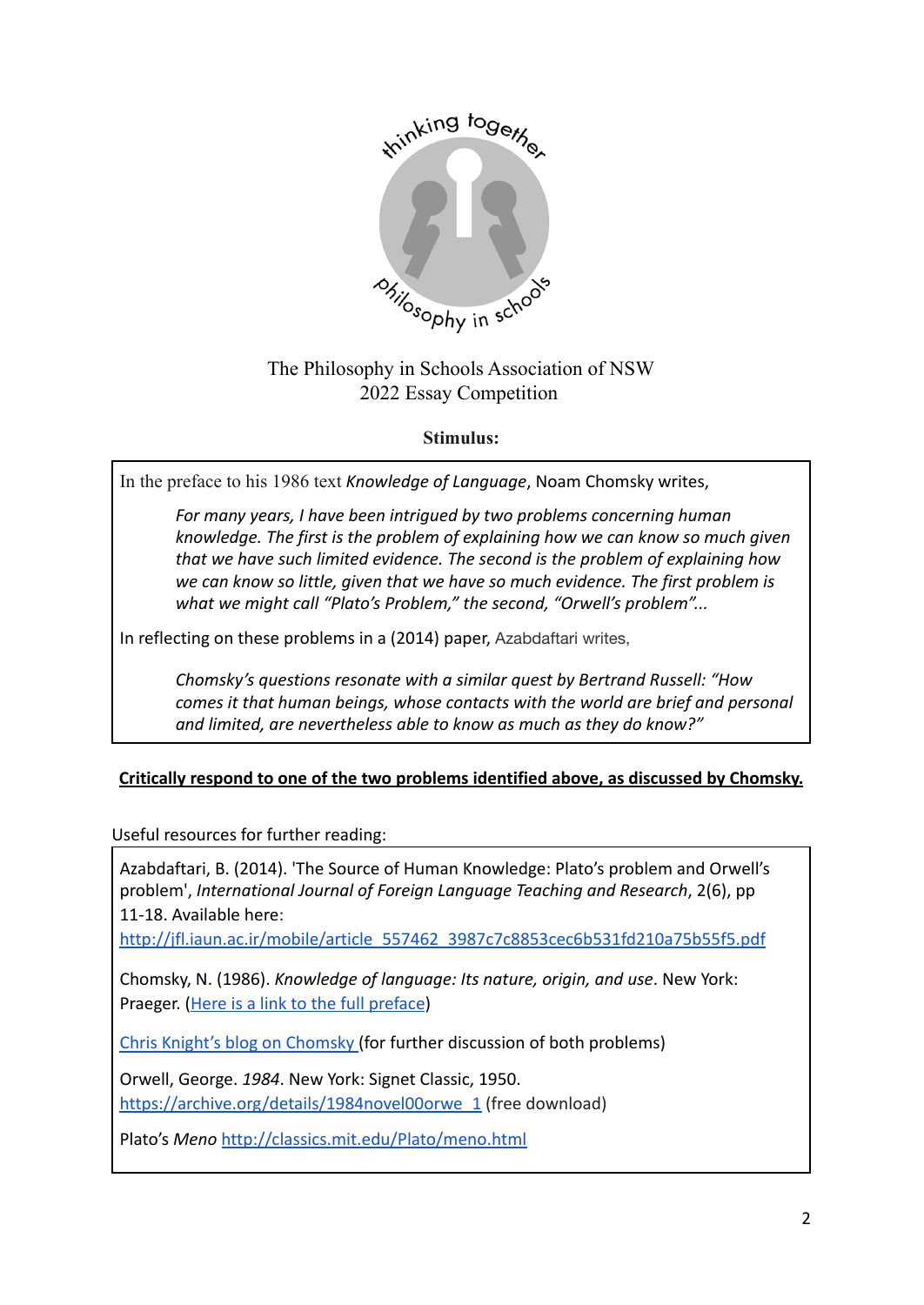The Philosophy in Schools Association of NSW
2022 Essay Competition

**Stimulus:**

In the preface to his 1986 text *Knowledge of Language*, Noam Chomsky writes,

> *For many years, I have been intrigued by two problems concerning human knowledge. The first is the problem of explaining how we can know so much given that we have such limited evidence. The second is the problem of explaining how we can know so little, given that we have so much evidence. The first problem is what we might call "Plato's Problem," the second, "Orwell's problem"...*

In reflecting on these problems in a (2014) paper, Azabdaftari writes,

> *Chomsky's questions resonate with a similar quest by Bertrand Russell: "How comes it that human beings, whose contacts with the world are brief and personal and limited, are nevertheless able to know as much as they do know?"*

**Critically respond to one of the two problems identified above, as discussed by Chomsky.**

Useful resources for further reading:

Azabdaftari, B. (2014). 'The Source of Human Knowledge: Plato's problem and Orwell's problem', *International Journal of Foreign Language Teaching and Research*, 2(6), pp 11-18. Available here: [http://jfl.iaun.ac.ir/mobile/article_557462_3987c7c8853cec6b531fd210a75b55f5.pdf](http://jfl.iaun.ac.ir/mobile/article_557462_3987c7c8853cec6b531fd210a75b55f5.pdf)

Chomsky, N. (1986). *Knowledge of language: Its nature, origin, and use*. New York: Praeger. (Here is a link to the full preface)

Chris Knight's blog on Chomsky (for further discussion of both problems)

Orwell, George. *1984*. New York: Signet Classic, 1950. [https://archive.org/details/1984novel00orwe_1](https://archive.org/details/1984novel00orwe_1) (free download)

Plato's *Meno* [http://classics.mit.edu/Plato/meno.html](http://classics.mit.edu/Plato/meno.html)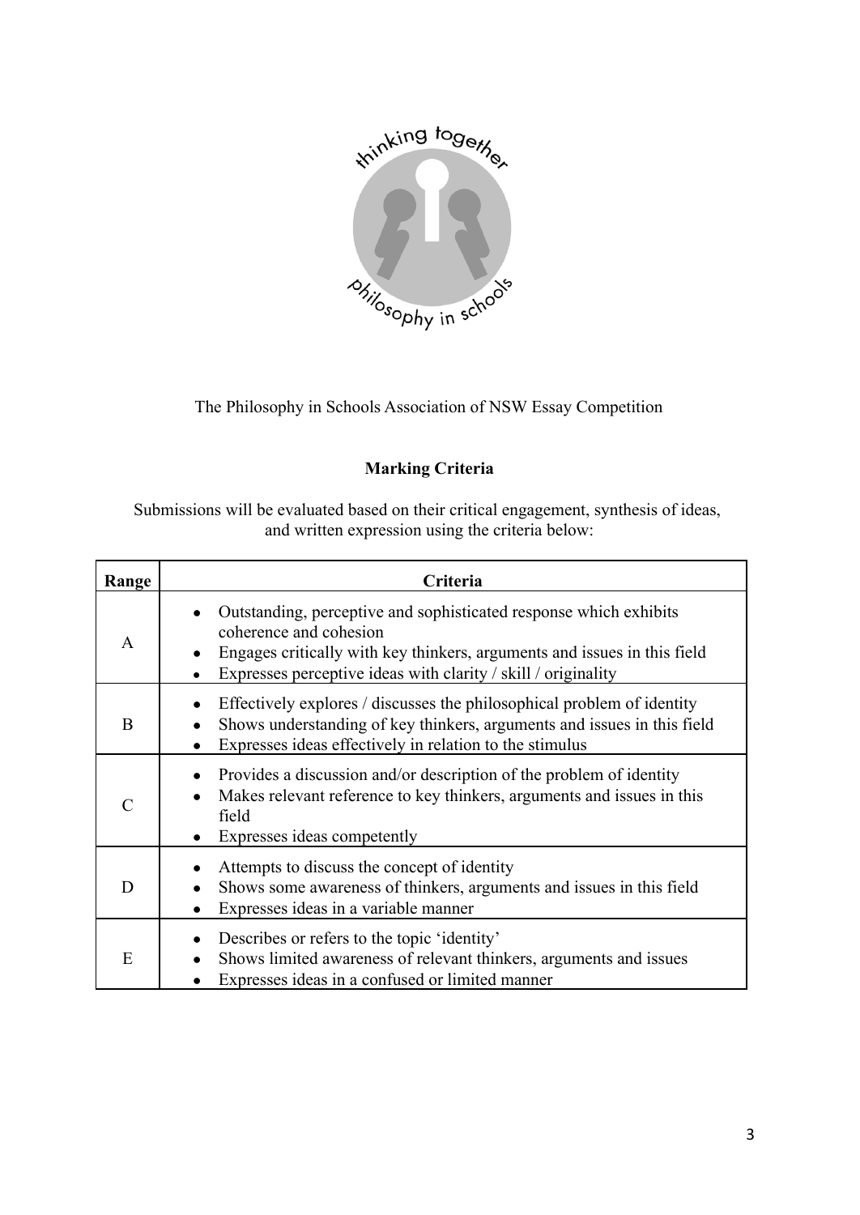The Philosophy in Schools Association of NSW Essay Competition

## Marking Criteria

Submissions will be evaluated based on their critical engagement, synthesis of ideas, and written expression using the criteria below:

| Range | Criteria |
|---|---|
| A | • Outstanding, perceptive and sophisticated response which exhibits coherence and cohesion<br>• Engages critically with key thinkers, arguments and issues in this field<br>• Expresses perceptive ideas with clarity / skill / originality |
| B | • Effectively explores / discusses the philosophical problem of identity<br>• Shows understanding of key thinkers, arguments and issues in this field<br>• Expresses ideas effectively in relation to the stimulus |
| C | • Provides a discussion and/or description of the problem of identity<br>• Makes relevant reference to key thinkers, arguments and issues in this field<br>• Expresses ideas competently |
| D | • Attempts to discuss the concept of identity<br>• Shows some awareness of thinkers, arguments and issues in this field<br>• Expresses ideas in a variable manner |
| E | • Describes or refers to the topic 'identity'<br>• Shows limited awareness of relevant thinkers, arguments and issues<br>• Expresses ideas in a confused or limited manner |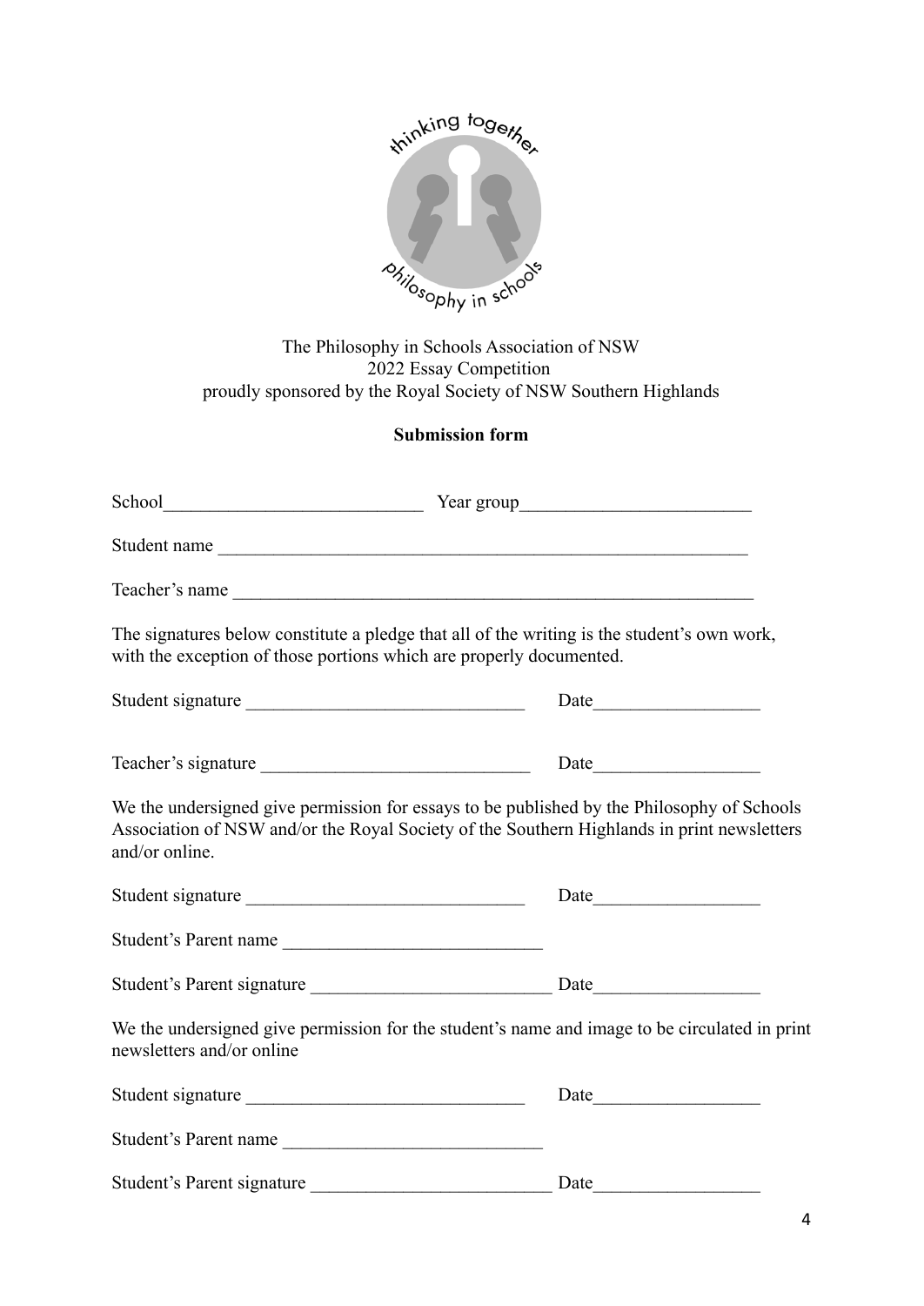thinking together

philosophy in schools

The Philosophy in Schools Association of NSW
2022 Essay Competition
proudly sponsored by the Royal Society of NSW Southern Highlands

**Submission form**

School____________________________ Year group_________________________

Student name ___________________________________________________________

Teacher's name _________________________________________________________

The signatures below constitute a pledge that all of the writing is the student's own work, with the exception of those portions which are properly documented.

Student signature ______________________________ Date__________________

Teacher's signature _____________________________ Date__________________

We the undersigned give permission for essays to be published by the Philosophy of Schools Association of NSW and/or the Royal Society of the Southern Highlands in print newsletters and/or online.

Student signature ______________________________ Date__________________

Student's Parent name ___________________________

Student's Parent signature __________________________ Date__________________

We the undersigned give permission for the student's name and image to be circulated in print newsletters and/or online

Student signature ______________________________ Date__________________

Student's Parent name ___________________________

Student's Parent signature __________________________ Date__________________